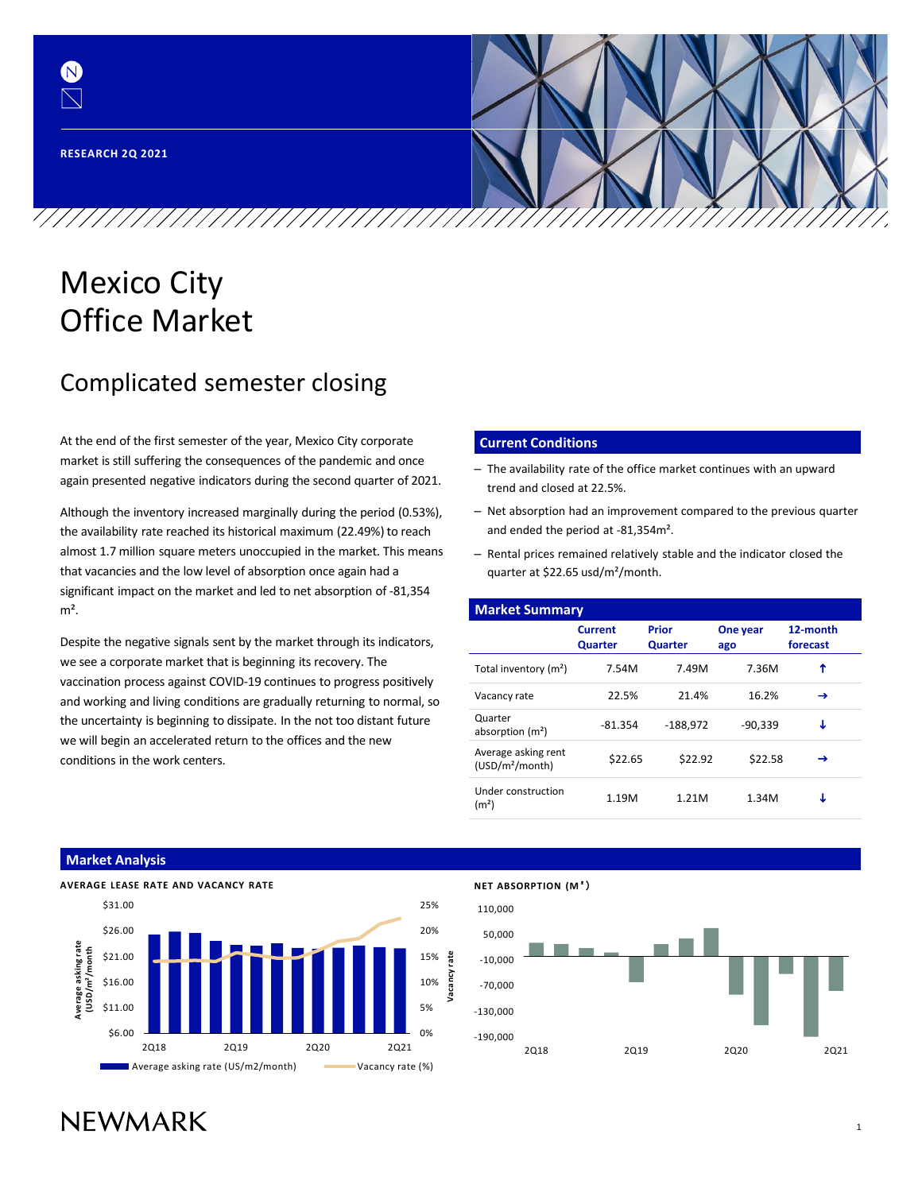RESEARCH 2Q 2021

# Mexico City Office Market

## Complicated semester closing

At the end of the first semester of the year, Mexico City corporate market is still suffering the consequences of the pandemic and once again presented negative indicators during the second quarter of 2021.

Although the inventory increased marginally during the period (0.53%), the availability rate reached its historical maximum (22.49%) to reach almost 1.7 million square meters unoccupied in the market. This means that vacancies and the low level of absorption once again had a significant impact on the market and led to net absorption of -81,354 m².

Despite the negative signals sent by the market through its indicators, we see a corporate market that is beginning its recovery. The vaccination process against COVID-19 continues to progress positively and working and living conditions are gradually returning to normal, so the uncertainty is beginning to dissipate. In the not too distant future we will begin an accelerated return to the offices and the new conditions in the work centers.

### Current Conditions

- The availability rate of the office market continues with an upward trend and closed at 22.5%.
- Net absorption had an improvement compared to the previous quarter and ended the period at -81,354m².
- Rental prices remained relatively stable and the indicator closed the quarter at $22.65 usd/m²/month.

### Market Summary

| | Current Quarter | Prior Quarter | One year ago | 12-month forecast |
|---|---|---|---|---|
| Total inventory (m²) | 7.54M | 7.49M | 7.36M | ↑ |
| Vacancy rate | 22.5% | 21.4% | 16.2% | → |
| Quarter absorption (m²) | -81.354 | -188,972 | -90,339 | ↓ |
| Average asking rent (USD/m²/month) | $22.65 | $22.92 | $22.58 | → |
| Under construction (m²) | 1.19M | 1.21M | 1.34M | ↓ |

### Market Analysis

AVERAGE LEASE RATE AND VACANCY RATE

NET ABSORPTION (M²)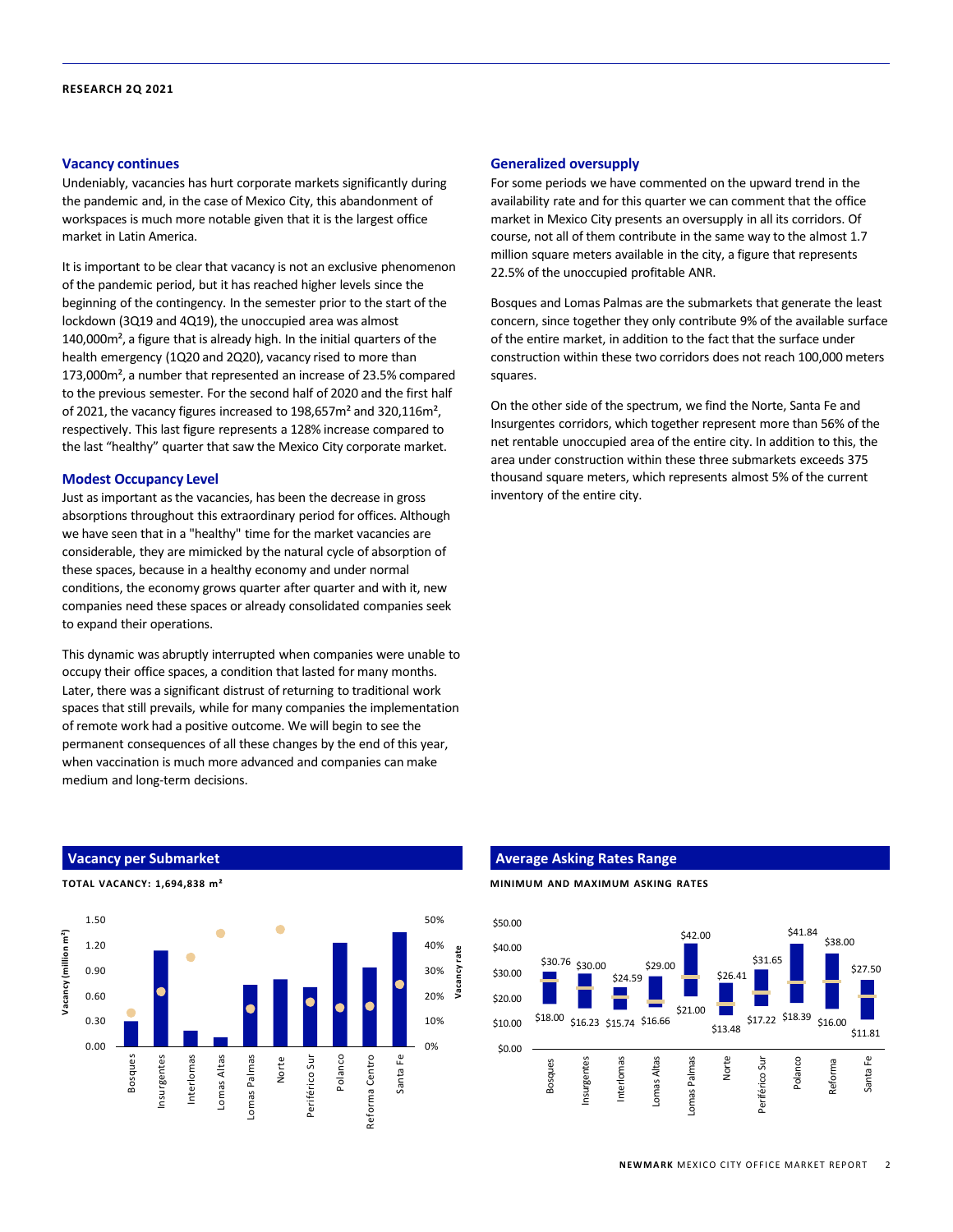## Vacancy continues

Undeniably, vacancies has hurt corporate markets significantly during the pandemic and, in the case of Mexico City, this abandonment of workspaces is much more notable given that it is the largest office market in Latin America.

It is important to be clear that vacancy is not an exclusive phenomenon of the pandemic period, but it has reached higher levels since the beginning of the contingency. In the semester prior to the start of the lockdown (3Q19 and 4Q19), the unoccupied area was almost 140,000m², a figure that is already high. In the initial quarters of the health emergency (1Q20 and 2Q20), vacancy rised to more than 173,000m², a number that represented an increase of 23.5% compared to the previous semester. For the second half of 2020 and the first half of 2021, the vacancy figures increased to 198,657m² and 320,116m², respectively. This last figure represents a 128% increase compared to the last "healthy" quarter that saw the Mexico City corporate market.

## Modest Occupancy Level

Just as important as the vacancies, has been the decrease in gross absorptions throughout this extraordinary period for offices. Although we have seen that in a "healthy" time for the market vacancies are considerable, they are mimicked by the natural cycle of absorption of these spaces, because in a healthy economy and under normal conditions, the economy grows quarter after quarter and with it, new companies need these spaces or already consolidated companies seek to expand their operations.

This dynamic was abruptly interrupted when companies were unable to occupy their office spaces, a condition that lasted for many months. Later, there was a significant distrust of returning to traditional work spaces that still prevails, while for many companies the implementation of remote work had a positive outcome. We will begin to see the permanent consequences of all these changes by the end of this year, when vaccination is much more advanced and companies can make medium and long-term decisions.

## Generalized oversupply

For some periods we have commented on the upward trend in the availability rate and for this quarter we can comment that the office market in Mexico City presents an oversupply in all its corridors. Of course, not all of them contribute in the same way to the almost 1.7 million square meters available in the city, a figure that represents 22.5% of the unoccupied profitable ANR.

Bosques and Lomas Palmas are the submarkets that generate the least concern, since together they only contribute 9% of the available surface of the entire market, in addition to the fact that the surface under construction within these two corridors does not reach 100,000 meters squares.

On the other side of the spectrum, we find the Norte, Santa Fe and Insurgentes corridors, which together represent more than 56% of the net rentable unoccupied area of the entire city. In addition to this, the area under construction within these three submarkets exceeds 375 thousand square meters, which represents almost 5% of the current inventory of the entire city.

## Vacancy per Submarket

TOTAL VACANCY: 1,694,838 m²

## Average Asking Rates Range

MINIMUM AND MAXIMUM ASKING RATES

| Submarket | Maximum | Minimum |
|---|---|---|
| Bosques | $30.76 | $18.00 |
| Insurgentes | $30.00 | $16.23 |
| Interlomas | $24.59 | $15.74 |
| Lomas Altas | $29.00 | $16.66 |
| Lomas Palmas | $42.00 | $21.00 |
| Norte | $26.41 | $13.48 |
| Periférico Sur | $31.65 | $17.22 |
| Polanco | $41.84 | $18.39 |
| Reforma | $38.00 | $16.00 |
| Santa Fe | $27.50 | $11.81 |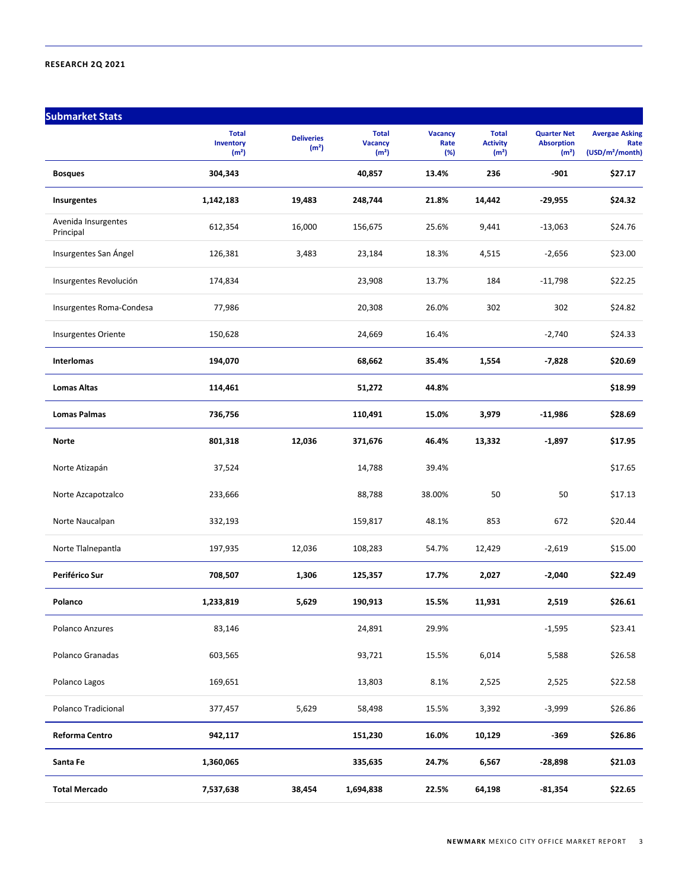## Submarket Stats

| | Total Inventory (m²) | Deliveries (m²) | Total Vacancy (m²) | Vacancy Rate (%) | Total Activity (m²) | Quarter Net Absorption (m²) | Avergae Asking Rate (USD/m²/month) |
|---|---|---|---|---|---|---|---|
| **Bosques** | **304,343** | | **40,857** | **13.4%** | **236** | **-901** | **$27.17** |
| **Insurgentes** | **1,142,183** | **19,483** | **248,744** | **21.8%** | **14,442** | **-29,955** | **$24.32** |
| Avenida Insurgentes Principal | 612,354 | 16,000 | 156,675 | 25.6% | 9,441 | -13,063 | $24.76 |
| Insurgentes San Ángel | 126,381 | 3,483 | 23,184 | 18.3% | 4,515 | -2,656 | $23.00 |
| Insurgentes Revolución | 174,834 | | 23,908 | 13.7% | 184 | -11,798 | $22.25 |
| Insurgentes Roma-Condesa | 77,986 | | 20,308 | 26.0% | 302 | 302 | $24.82 |
| Insurgentes Oriente | 150,628 | | 24,669 | 16.4% | | -2,740 | $24.33 |
| **Interlomas** | **194,070** | | **68,662** | **35.4%** | **1,554** | **-7,828** | **$20.69** |
| **Lomas Altas** | **114,461** | | **51,272** | **44.8%** | | | **$18.99** |
| **Lomas Palmas** | **736,756** | | **110,491** | **15.0%** | **3,979** | **-11,986** | **$28.69** |
| **Norte** | **801,318** | **12,036** | **371,676** | **46.4%** | **13,332** | **-1,897** | **$17.95** |
| Norte Atizapán | 37,524 | | 14,788 | 39.4% | | | $17.65 |
| Norte Azcapotzalco | 233,666 | | 88,788 | 38.00% | 50 | 50 | $17.13 |
| Norte Naucalpan | 332,193 | | 159,817 | 48.1% | 853 | 672 | $20.44 |
| Norte Tlalnepantla | 197,935 | 12,036 | 108,283 | 54.7% | 12,429 | -2,619 | $15.00 |
| **Periférico Sur** | **708,507** | **1,306** | **125,357** | **17.7%** | **2,027** | **-2,040** | **$22.49** |
| **Polanco** | **1,233,819** | **5,629** | **190,913** | **15.5%** | **11,931** | **2,519** | **$26.61** |
| Polanco Anzures | 83,146 | | 24,891 | 29.9% | | -1,595 | $23.41 |
| Polanco Granadas | 603,565 | | 93,721 | 15.5% | 6,014 | 5,588 | $26.58 |
| Polanco Lagos | 169,651 | | 13,803 | 8.1% | 2,525 | 2,525 | $22.58 |
| Polanco Tradicional | 377,457 | 5,629 | 58,498 | 15.5% | 3,392 | -3,999 | $26.86 |
| **Reforma Centro** | **942,117** | | **151,230** | **16.0%** | **10,129** | **-369** | **$26.86** |
| **Santa Fe** | **1,360,065** | | **335,635** | **24.7%** | **6,567** | **-28,898** | **$21.03** |
| **Total Mercado** | **7,537,638** | **38,454** | **1,694,838** | **22.5%** | **64,198** | **-81,354** | **$22.65** |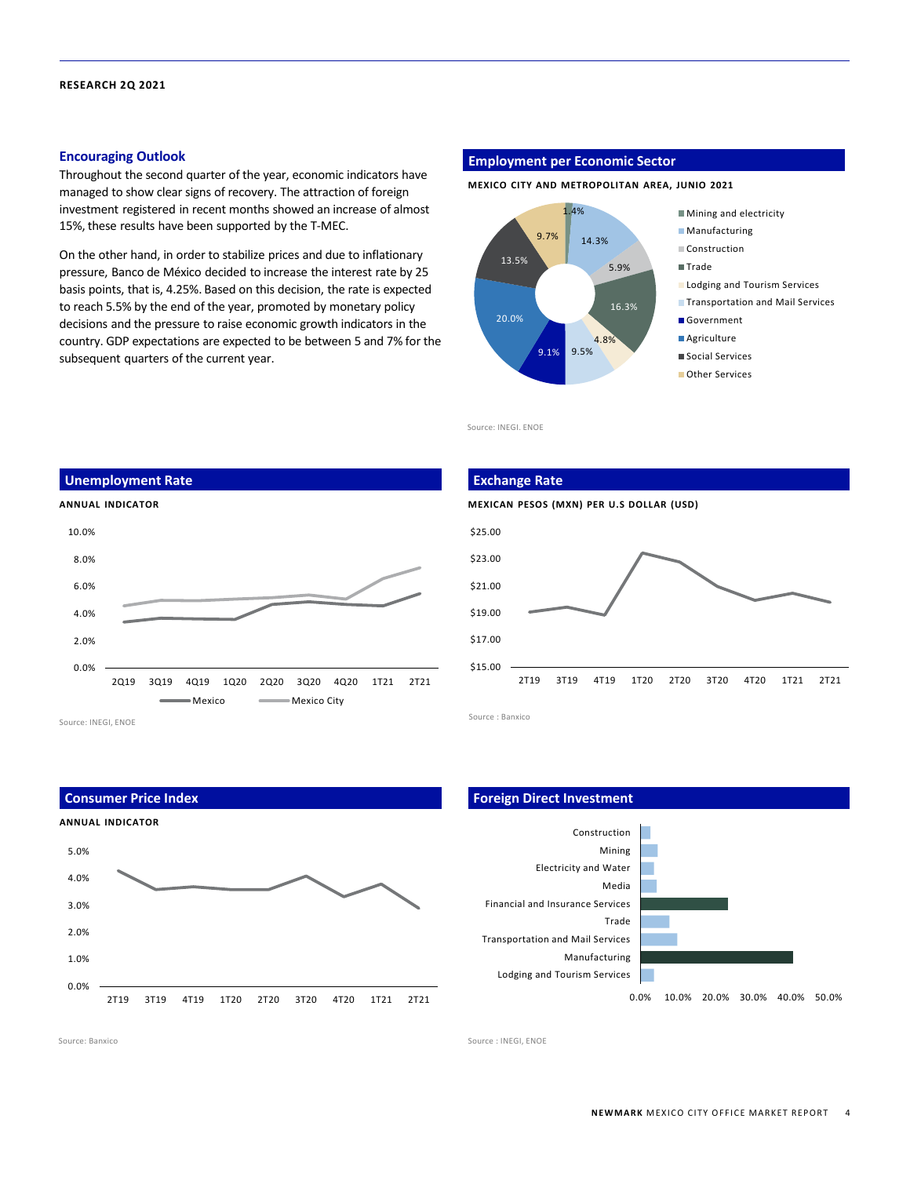## Encouraging Outlook

Throughout the second quarter of the year, economic indicators have managed to show clear signs of recovery. The attraction of foreign investment registered in recent months showed an increase of almost 15%, these results have been supported by the T-MEC.

On the other hand, in order to stabilize prices and due to inflationary pressure, Banco de México decided to increase the interest rate by 25 basis points, that is, 4.25%. Based on this decision, the rate is expected to reach 5.5% by the end of the year, promoted by monetary policy decisions and the pressure to raise economic growth indicators in the country. GDP expectations are expected to be between 5 and 7% for the subsequent quarters of the current year.

## Employment per Economic Sector

**MEXICO CITY AND METROPOLITAN AREA, JUNIO 2021**

| Sector | Share |
|---|---|
| Mining and electricity | 1.4% |
| Manufacturing | 14.3% |
| Construction | 5.9% |
| Trade | 16.3% |
| Lodging and Tourism Services | 4.8% |
| Transportation and Mail Services | 9.5% |
| Government | 9.1% |
| Agriculture | 20.0% |
| Social Services | 13.5% |
| Other Services | 9.7% |

Source: INEGI. ENOE

## Unemployment Rate

**ANNUAL INDICATOR**

Series: Mexico, Mexico City (2Q19 – 2T21)

Source: INEGI, ENOE

## Exchange Rate

**MEXICAN PESOS (MXN) PER U.S DOLLAR (USD)**

Periods: 2T19 – 2T21

Source : Banxico

## Consumer Price Index

**ANNUAL INDICATOR**

Periods: 2T19 – 2T21

Source: Banxico

## Foreign Direct Investment

Sectors: Construction, Mining, Electricity and Water, Media, Financial and Insurance Services, Trade, Transportation and Mail Services, Manufacturing, Lodging and Tourism Services

Source : INEGI, ENOE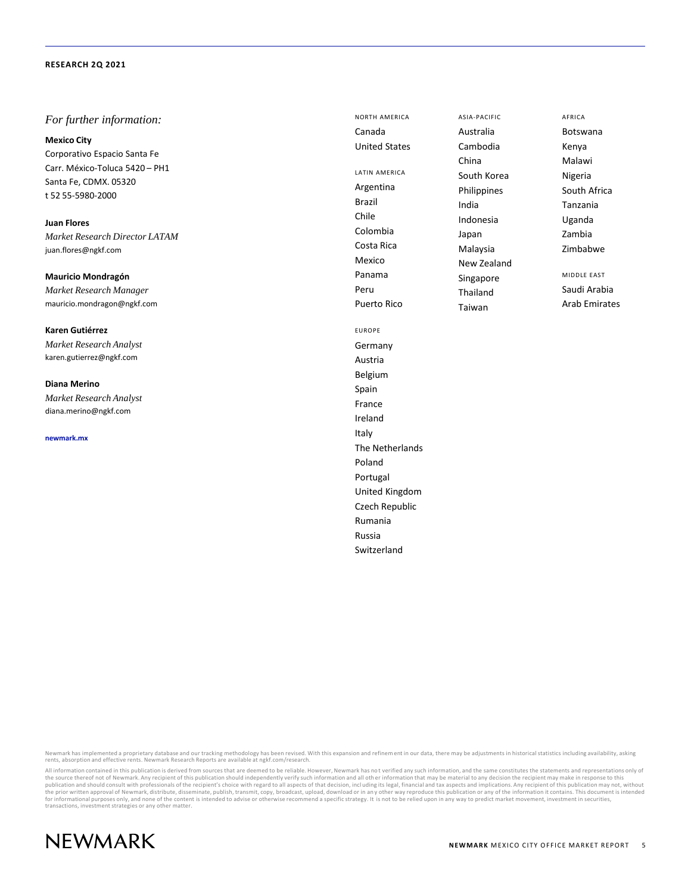*For further information:*

**Mexico City**
Corporativo Espacio Santa Fe
Carr. México-Toluca 5420 – PH1
Santa Fe, CDMX. 05320
t 52 55-5980-2000

**Juan Flores**
*Market Research Director LATAM*
juan.flores@ngkf.com

**Mauricio Mondragón**
*Market Research Manager*
mauricio.mondragon@ngkf.com

**Karen Gutiérrez**
*Market Research Analyst*
karen.gutierrez@ngkf.com

**Diana Merino**
*Market Research Analyst*
diana.merino@ngkf.com

**newmark.mx**

NORTH AMERICA
Canada
United States

LATIN AMERICA
Argentina
Brazil
Chile
Colombia
Costa Rica
Mexico
Panama
Peru
Puerto Rico

EUROPE
Germany
Austria
Belgium
Spain
France
Ireland
Italy
The Netherlands
Poland
Portugal
United Kingdom
Czech Republic
Rumania
Russia
Switzerland

ASIA-PACIFIC
Australia
Cambodia
China
South Korea
Philippines
India
Indonesia
Japan
Malaysia
New Zealand
Singapore
Thailand
Taiwan

AFRICA
Botswana
Kenya
Malawi
Nigeria
South Africa
Tanzania
Uganda
Zambia
Zimbabwe

MIDDLE EAST
Saudi Arabia
Arab Emirates

Newmark has implemented a proprietary database and our tracking methodology has been revised. With this expansion and refinement in our data, there may be adjustments in historical statistics including availability, asking rents, absorption and effective rents. Newmark Research Reports are available at ngkf.com/research.

All information contained in this publication is derived from sources that are deemed to be reliable. However, Newmark has not verified any such information, and the same constitutes the statements and representations only of the source thereof not of Newmark. Any recipient of this publication should independently verify such information and all other information that may be material to any decision the recipient may make in response to this publication and should consult with professionals of the recipient's choice with regard to all aspects of that decision, including its legal, financial and tax aspects and implications. Any recipient of this publication may not, without the prior written approval of Newmark, distribute, disseminate, publish, transmit, copy, broadcast, upload, download or in any other way reproduce this publication or any of the information it contains. This document is intended for informational purposes only, and none of the content is intended to advise or otherwise recommend a specific strategy. It is not to be relied upon in any way to predict market movement, investment in securities, transactions, investment strategies or any other matter.